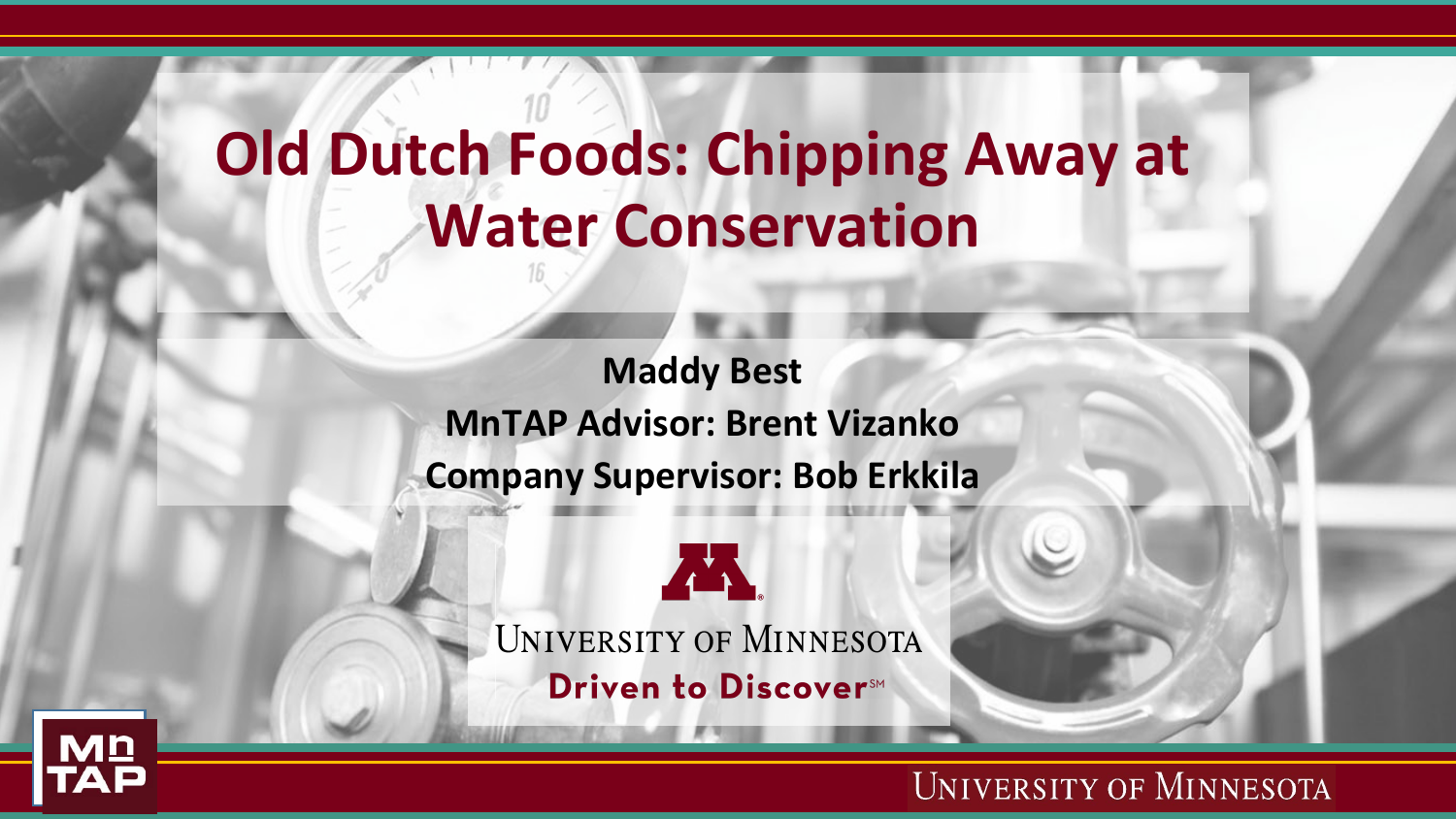# Old Dutch Foods: Chipping Away at Water Conservation

**Maddy Best**

**MnTAP Advisor: Brent Vizanko**

**Company Supervisor: Bob Erkkila**

University of Minnesota

Driven to Discover℠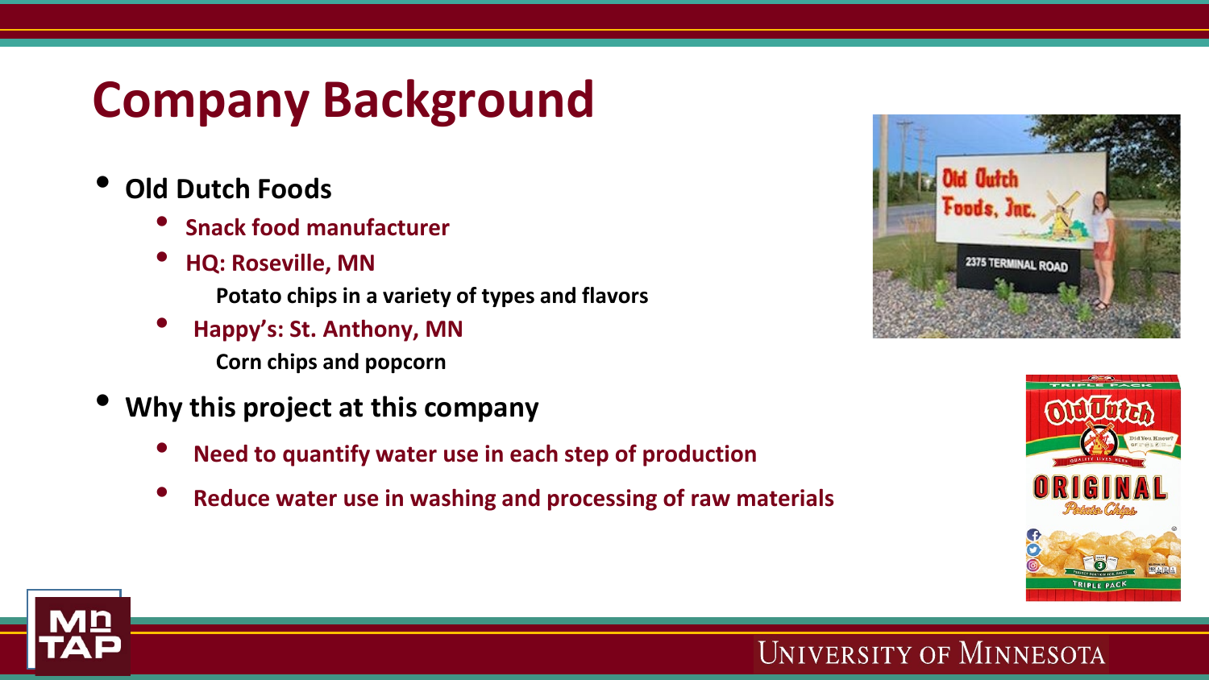# Company Background

- **Old Dutch Foods**
  - **Snack food manufacturer**
  - **HQ: Roseville, MN**
    - **Potato chips in a variety of types and flavors**
  - **Happy's: St. Anthony, MN**
    - **Corn chips and popcorn**
- **Why this project at this company**
  - **Need to quantify water use in each step of production**
  - **Reduce water use in washing and processing of raw materials**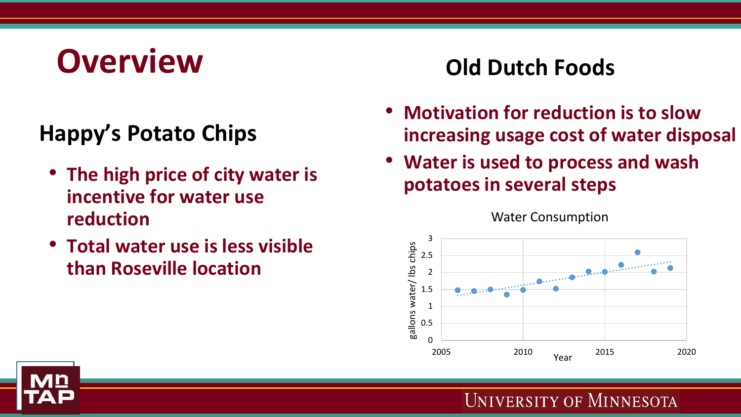# Overview

## Happy's Potato Chips

- **The high price of city water is incentive for water use reduction**
- **Total water use is less visible than Roseville location**

## Old Dutch Foods

- **Motivation for reduction is to slow increasing usage cost of water disposal**
- **Water is used to process and wash potatoes in several steps**

Water Consumption

gallons water/ lbs chips

Year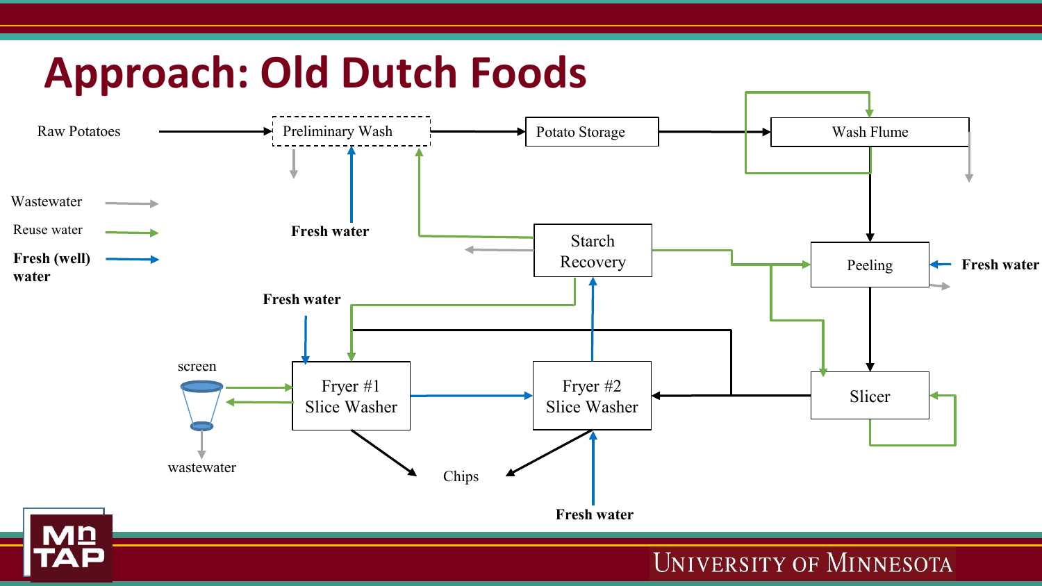# Approach: Old Dutch Foods

Raw Potatoes

Preliminary Wash

Potato Storage

Wash Flume

Wastewater

Reuse water

**Fresh (well) water**

**Fresh water**

Starch Recovery

Peeling

**Fresh water**

**Fresh water**

screen

Fryer #1 Slice Washer

Fryer #2 Slice Washer

Slicer

wastewater

Chips

**Fresh water**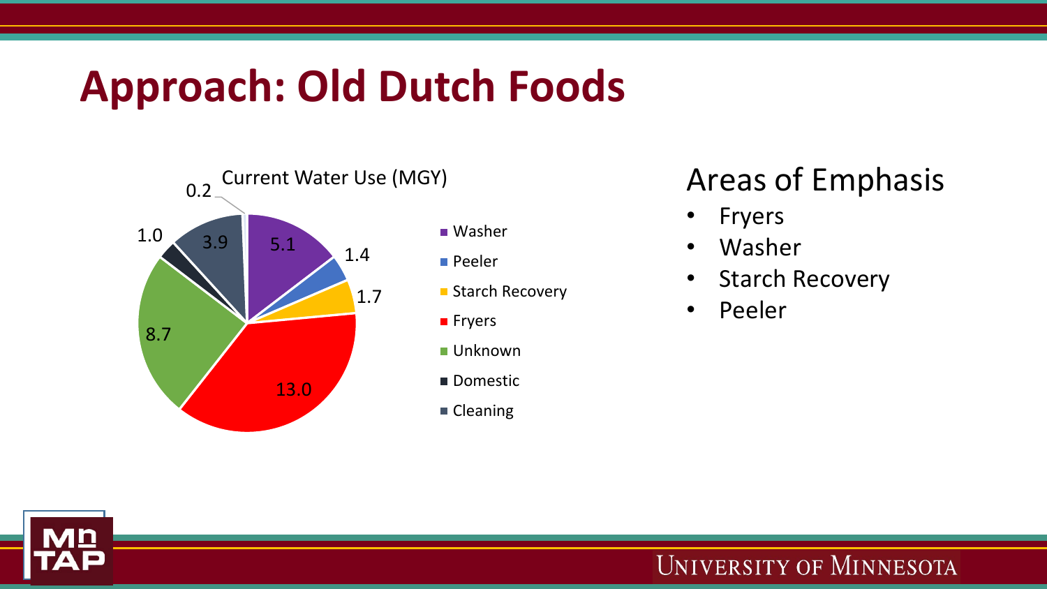# Approach: Old Dutch Foods

Current Water Use (MGY)

| Category | Water Use (MGY) |
|---|---|
| Washer | 5.1 |
| Peeler | 1.4 |
| Starch Recovery | 1.7 |
| Fryers | 13.0 |
| Unknown | 8.7 |
| Domestic | 1.0 |
| Cleaning | 3.9 |
| (unlabeled) | 0.2 |

## Areas of Emphasis

- Fryers
- Washer
- Starch Recovery
- Peeler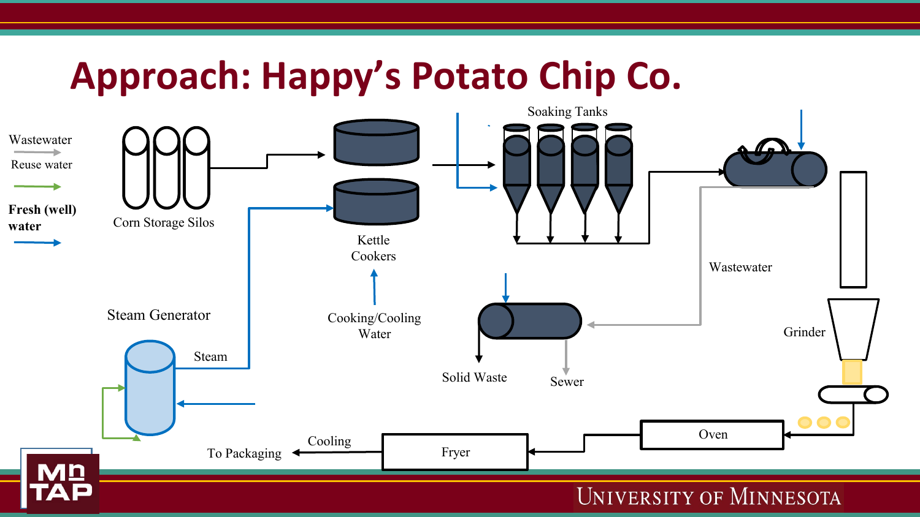# Approach: Happy's Potato Chip Co.

Wastewater

Reuse water

**Fresh (well) water**

Corn Storage Silos

Kettle Cookers

Cooking/Cooling Water

Soaking Tanks

Wastewater

Grinder

Steam Generator

Steam

Solid Waste

Sewer

Oven

Fryer

Cooling

To Packaging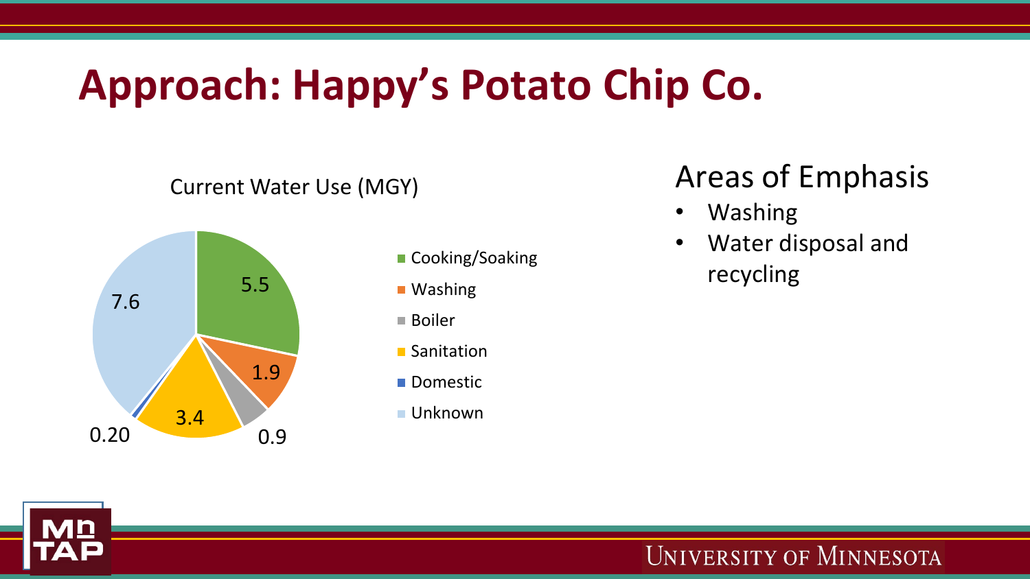# Approach: Happy's Potato Chip Co.

Current Water Use (MGY)

| Category | MGY |
| --- | --- |
| Cooking/Soaking | 5.5 |
| Washing | 1.9 |
| Boiler | 0.9 |
| Sanitation | 3.4 |
| Domestic | 0.20 |
| Unknown | 7.6 |

## Areas of Emphasis

- Washing
- Water disposal and recycling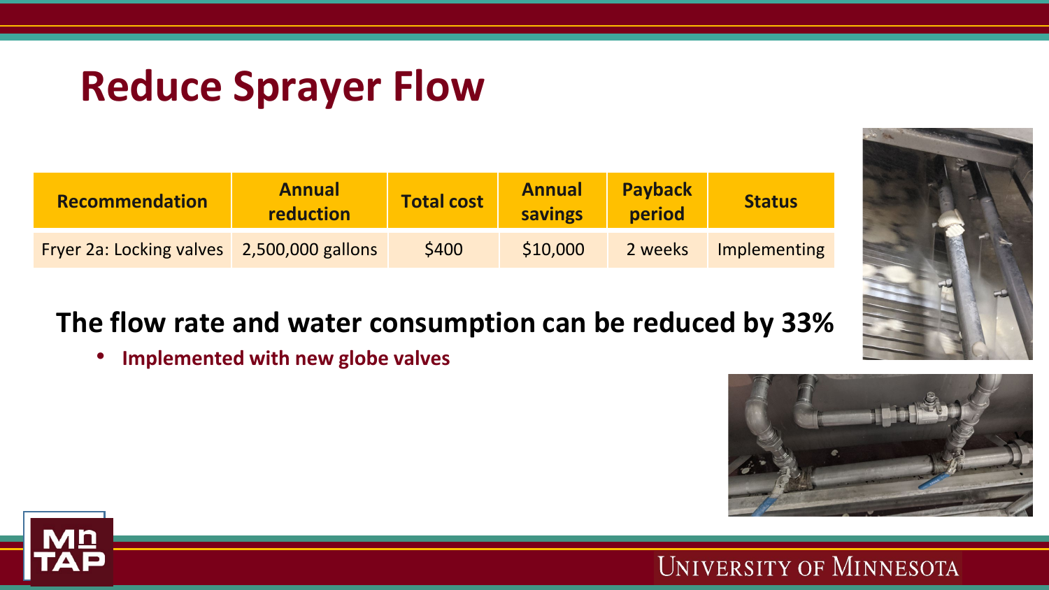# Reduce Sprayer Flow

| Recommendation | Annual reduction | Total cost | Annual savings | Payback period | Status |
|---|---|---|---|---|---|
| Fryer 2a: Locking valves | 2,500,000 gallons | $400 | $10,000 | 2 weeks | Implementing |

**The flow rate and water consumption can be reduced by 33%**

- **Implemented with new globe valves**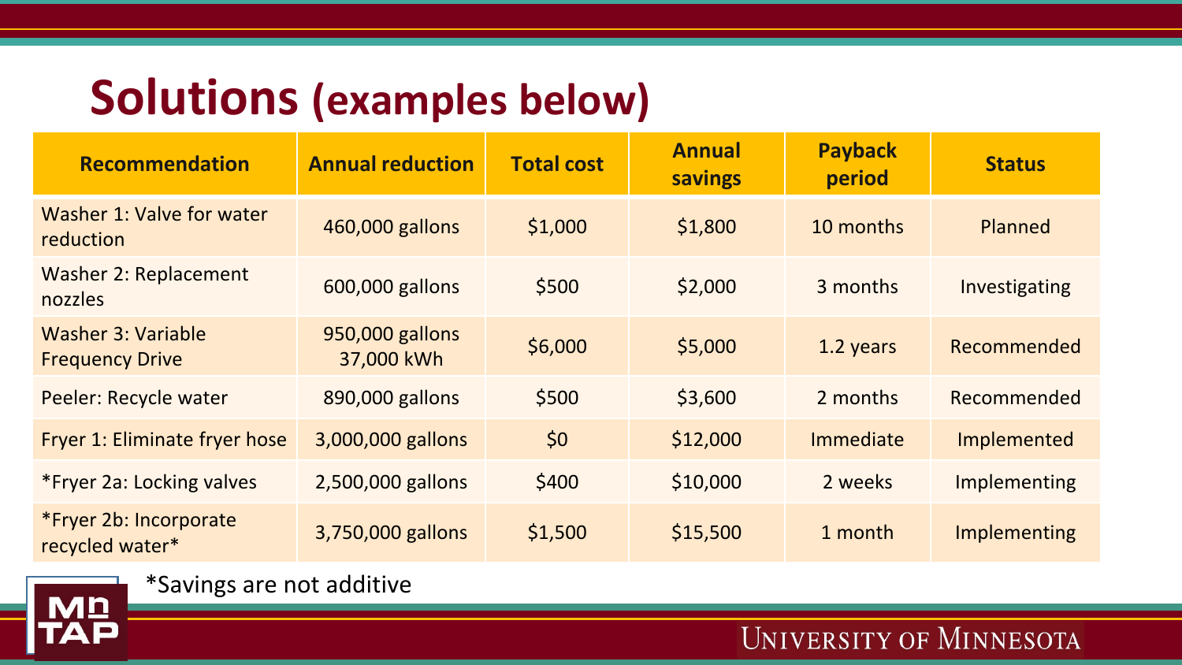# Solutions (examples below)

| Recommendation | Annual reduction | Total cost | Annual savings | Payback period | Status |
| --- | --- | --- | --- | --- | --- |
| Washer 1: Valve for water reduction | 460,000 gallons | $1,000 | $1,800 | 10 months | Planned |
| Washer 2: Replacement nozzles | 600,000 gallons | $500 | $2,000 | 3 months | Investigating |
| Washer 3: Variable Frequency Drive | 950,000 gallons 37,000 kWh | $6,000 | $5,000 | 1.2 years | Recommended |
| Peeler: Recycle water | 890,000 gallons | $500 | $3,600 | 2 months | Recommended |
| Fryer 1: Eliminate fryer hose | 3,000,000 gallons | $0 | $12,000 | Immediate | Implemented |
| *Fryer 2a: Locking valves | 2,500,000 gallons | $400 | $10,000 | 2 weeks | Implementing |
| *Fryer 2b: Incorporate recycled water* | 3,750,000 gallons | $1,500 | $15,500 | 1 month | Implementing |

*Savings are not additive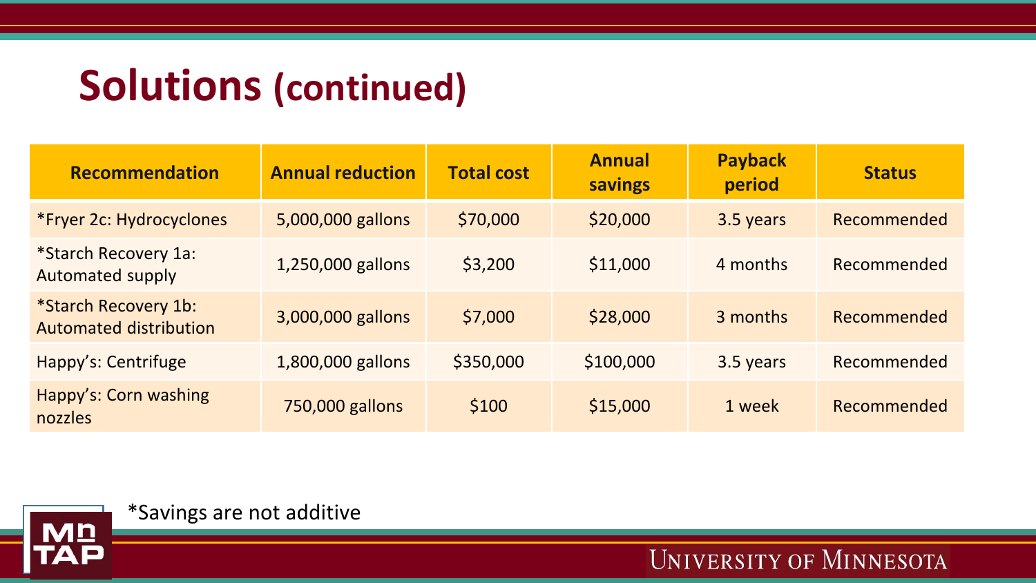# Solutions (continued)

| Recommendation | Annual reduction | Total cost | Annual savings | Payback period | Status |
|---|---|---|---|---|---|
| *Fryer 2c: Hydrocyclones | 5,000,000 gallons | $70,000 | $20,000 | 3.5 years | Recommended |
| *Starch Recovery 1a: Automated supply | 1,250,000 gallons | $3,200 | $11,000 | 4 months | Recommended |
| *Starch Recovery 1b: Automated distribution | 3,000,000 gallons | $7,000 | $28,000 | 3 months | Recommended |
| Happy's: Centrifuge | 1,800,000 gallons | $350,000 | $100,000 | 3.5 years | Recommended |
| Happy's: Corn washing nozzles | 750,000 gallons | $100 | $15,000 | 1 week | Recommended |

*Savings are not additive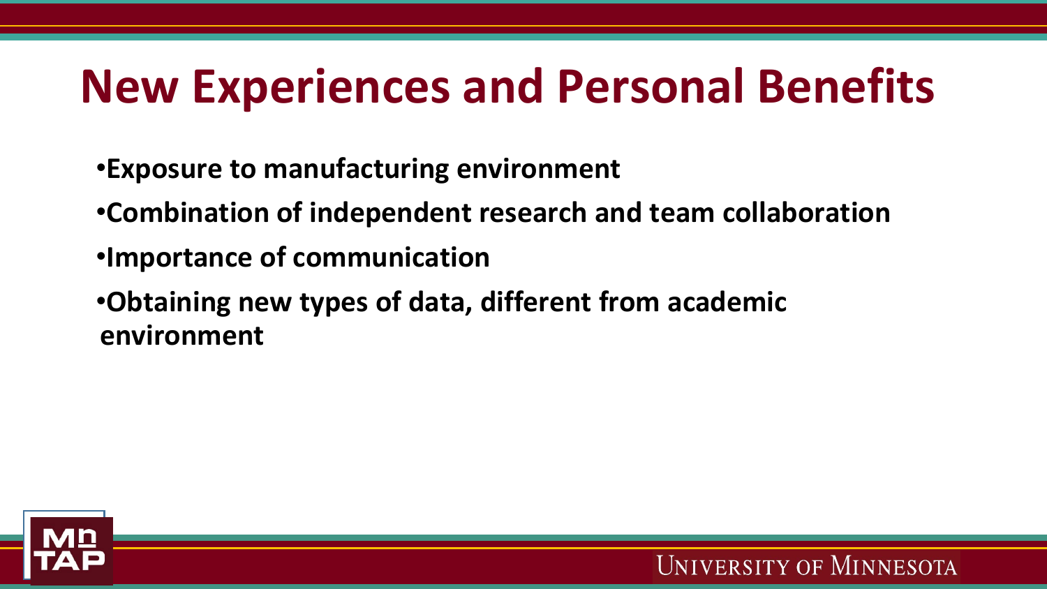# New Experiences and Personal Benefits

- **Exposure to manufacturing environment**
- **Combination of independent research and team collaboration**
- **Importance of communication**
- **Obtaining new types of data, different from academic environment**